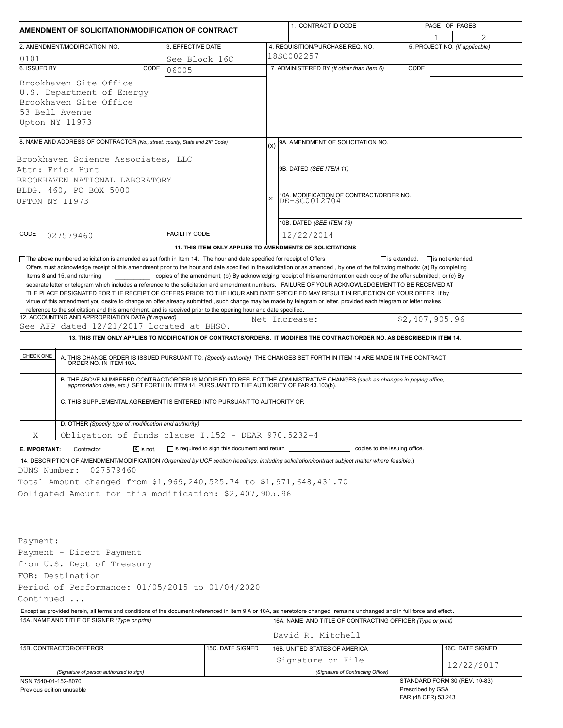# AMENDMENT OF SOLICITATION/MODIFICATION OF CONTRACT

| 1. CONTRACT ID CODE | PAGE OF PAGES |
|---|---|
| | 1 / 2 |

| 2. AMENDMENT/MODIFICATION NO. | 3. EFFECTIVE DATE | 4. REQUISITION/PURCHASE REQ. NO. | 5. PROJECT NO. (If applicable) |
|---|---|---|---|
| 0101 | See Block 16C | 18SC002257 | |

**6. ISSUED BY** CODE 06005

Brookhaven Site Office
U.S. Department of Energy
Brookhaven Site Office
53 Bell Avenue
Upton NY 11973

**7. ADMINISTERED BY** (If other than Item 6) CODE

**8. NAME AND ADDRESS OF CONTRACTOR** (No., street, county, State and ZIP Code)

Brookhaven Science Associates, LLC
Attn: Erick Hunt
BROOKHAVEN NATIONAL LABORATORY
BLDG. 460, PO BOX 5000
UPTON NY 11973

(x) 9A. AMENDMENT OF SOLICITATION NO.

9B. DATED (SEE ITEM 11)

X 10A. MODIFICATION OF CONTRACT/ORDER NO.
DE-SC0012704

10B. DATED (SEE ITEM 13)
12/22/2014

CODE 027579460 FACILITY CODE

**11. THIS ITEM ONLY APPLIES TO AMENDMENTS OF SOLICITATIONS**

☐ The above numbered solicitation is amended as set forth in Item 14. The hour and date specified for receipt of Offers ☐ is extended, ☐ is not extended.
Offers must acknowledge receipt of this amendment prior to the hour and date specified in the solicitation or as amended , by one of the following methods: (a) By completing Items 8 and 15, and returning ________ copies of the amendment; (b) By acknowledging receipt of this amendment on each copy of the offer submitted ; or (c) By separate letter or telegram which includes a reference to the solicitation and amendment numbers. FAILURE OF YOUR ACKNOWLEDGEMENT TO BE RECEIVED AT THE PLACE DESIGNATED FOR THE RECEIPT OF OFFERS PRIOR TO THE HOUR AND DATE SPECIFIED MAY RESULT IN REJECTION OF YOUR OFFER If by virtue of this amendment you desire to change an offer already submitted , such change may be made by telegram or letter, provided each telegram or letter makes reference to the solicitation and this amendment, and is received prior to the opening hour and date specified.

**12. ACCOUNTING AND APPROPRIATION DATA** (If required)
See AFP dated 12/21/2017 located at BHSO. Net Increase: $2,407,905.96

**13. THIS ITEM ONLY APPLIES TO MODIFICATION OF CONTRACTS/ORDERS. IT MODIFIES THE CONTRACT/ORDER NO. AS DESCRIBED IN ITEM 14.**

| CHECK ONE | |
|---|---|
| | A. THIS CHANGE ORDER IS ISSUED PURSUANT TO: (Specify authority) THE CHANGES SET FORTH IN ITEM 14 ARE MADE IN THE CONTRACT ORDER NO. IN ITEM 10A. |
| | B. THE ABOVE NUMBERED CONTRACT/ORDER IS MODIFIED TO REFLECT THE ADMINISTRATIVE CHANGES (such as changes in paying office, appropriation date, etc.) SET FORTH IN ITEM 14, PURSUANT TO THE AUTHORITY OF FAR 43.103(b). |
| | C. THIS SUPPLEMENTAL AGREEMENT IS ENTERED INTO PURSUANT TO AUTHORITY OF: |
| X | D. OTHER (Specify type of modification and authority) Obligation of funds clause I.152 - DEAR 970.5232-4 |

**E. IMPORTANT:** Contractor ☒ is not, ☐ is required to sign this document and return ________ copies to the issuing office.

**14. DESCRIPTION OF AMENDMENT/MODIFICATION** (Organized by UCF section headings, including solicitation/contract subject matter where feasible.)

DUNS Number: 027579460
Total Amount changed from $1,969,240,525.74 to $1,971,648,431.70
Obligated Amount for this modification: $2,407,905.96

Payment:
Payment - Direct Payment
from U.S. Dept of Treasury
FOB: Destination
Period of Performance: 01/05/2015 to 01/04/2020
Continued ...

Except as provided herein, all terms and conditions of the document referenced in Item 9 A or 10A, as heretofore changed, remains unchanged and in full force and effect.

| 15A. NAME AND TITLE OF SIGNER (Type or print) | | 16A. NAME AND TITLE OF CONTRACTING OFFICER (Type or print) | |
|---|---|---|---|
| | | David R. Mitchell | |
| 15B. CONTRACTOR/OFFEROR | 15C. DATE SIGNED | 16B. UNITED STATES OF AMERICA | 16C. DATE SIGNED |
| (Signature of person authorized to sign) | | Signature on File (Signature of Contracting Officer) | 12/22/2017 |

NSN 7540-01-152-8070
Previous edition unusable

STANDARD FORM 30 (REV. 10-83)
Prescribed by GSA
FAR (48 CFR) 53.243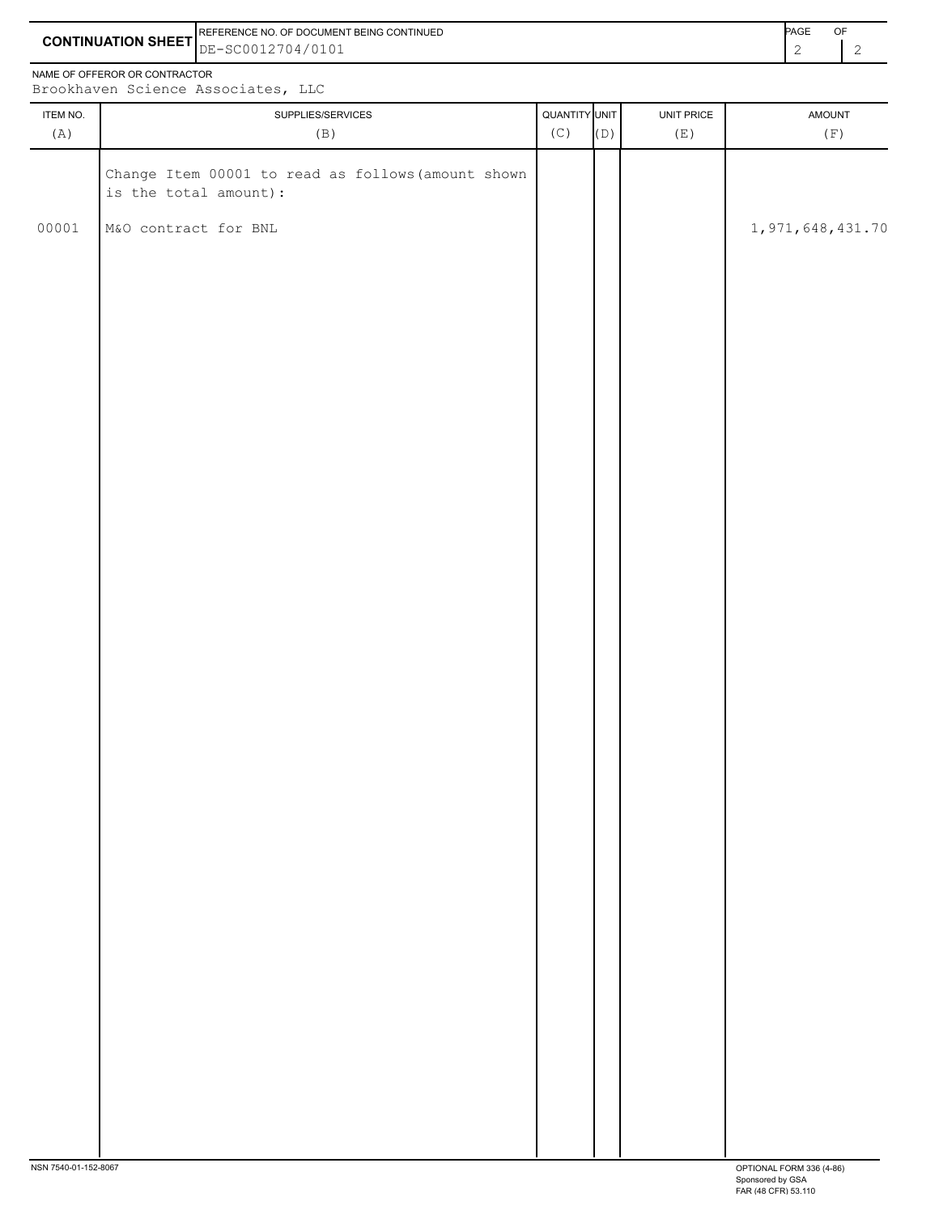**CONTINUATION SHEET**

REFERENCE NO. OF DOCUMENT BEING CONTINUED: DE-SC0012704/0101

NAME OF OFFEROR OR CONTRACTOR: Brookhaven Science Associates, LLC

| ITEM NO. (A) | SUPPLIES/SERVICES (B) | QUANTITY (C) | UNIT (D) | UNIT PRICE (E) | AMOUNT (F) |
|---|---|---|---|---|---|
| | Change Item 00001 to read as follows(amount shown is the total amount): | | | | |
| 00001 | M&O contract for BNL | | | | 1,971,648,431.70 |

NSN 7540-01-152-8067

OPTIONAL FORM 336 (4-86)
Sponsored by GSA
FAR (48 CFR) 53.110